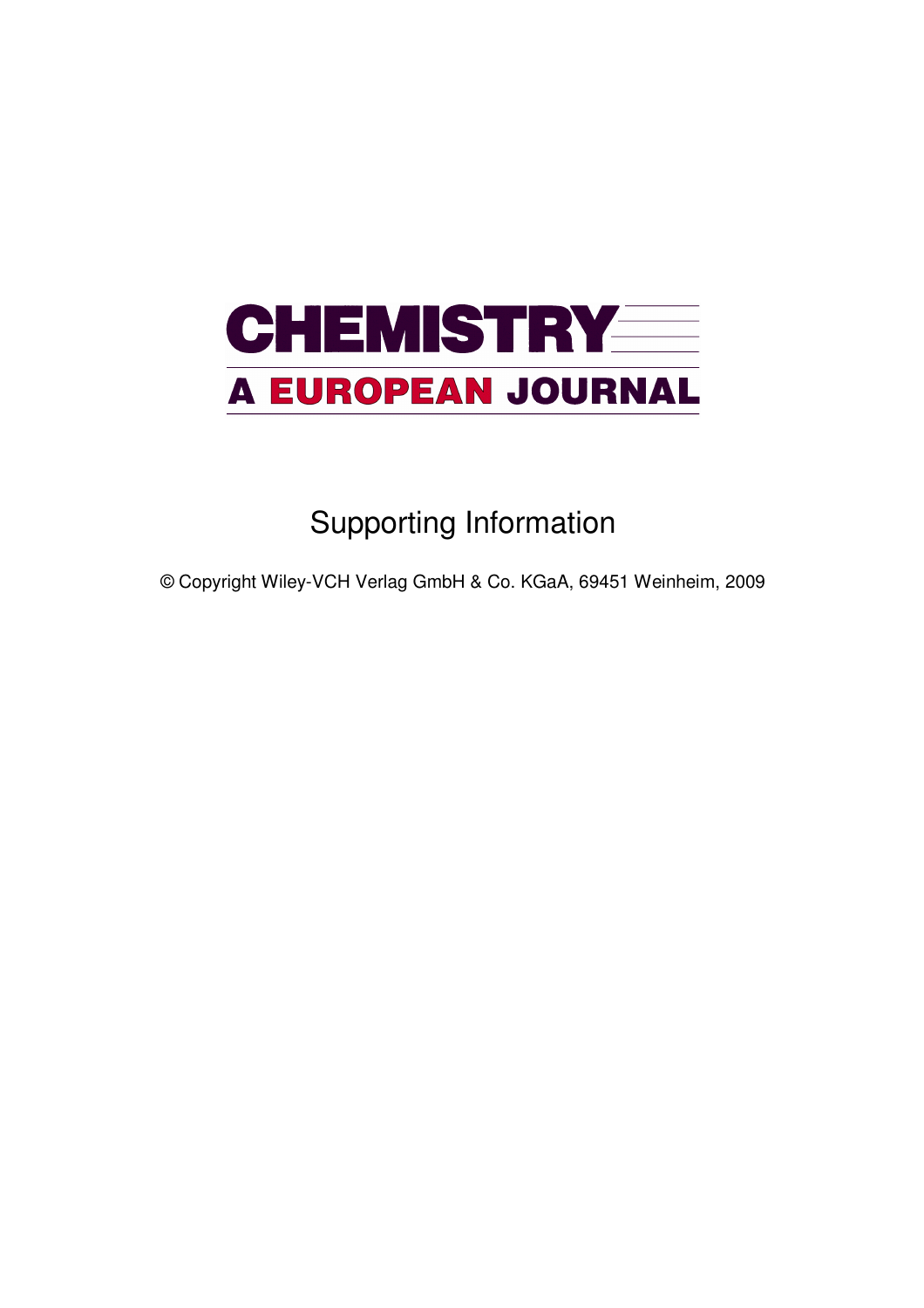# CHEMISTRY
## A EUROPEAN JOURNAL

Supporting Information

© Copyright Wiley-VCH Verlag GmbH & Co. KGaA, 69451 Weinheim, 2009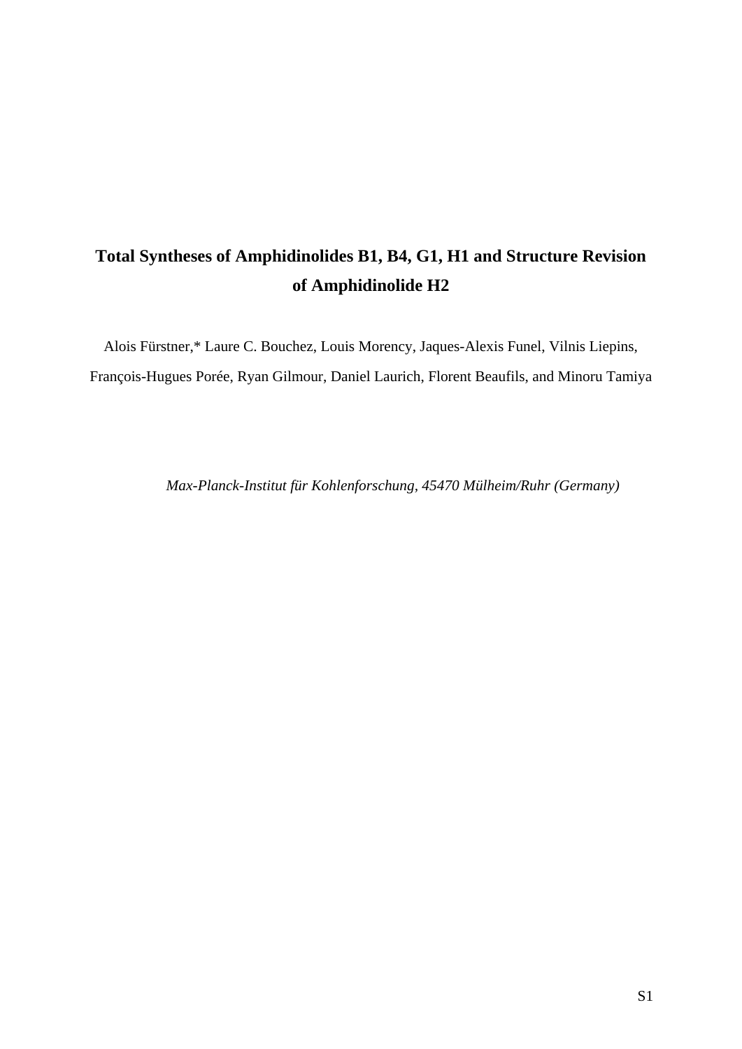# Total Syntheses of Amphidinolides B1, B4, G1, H1 and Structure Revision of Amphidinolide H2

Alois Fürstner,* Laure C. Bouchez, Louis Morency, Jaques-Alexis Funel, Vilnis Liepins, François-Hugues Porée, Ryan Gilmour, Daniel Laurich, Florent Beaufils, and Minoru Tamiya

*Max-Planck-Institut für Kohlenforschung, 45470 Mülheim/Ruhr (Germany)*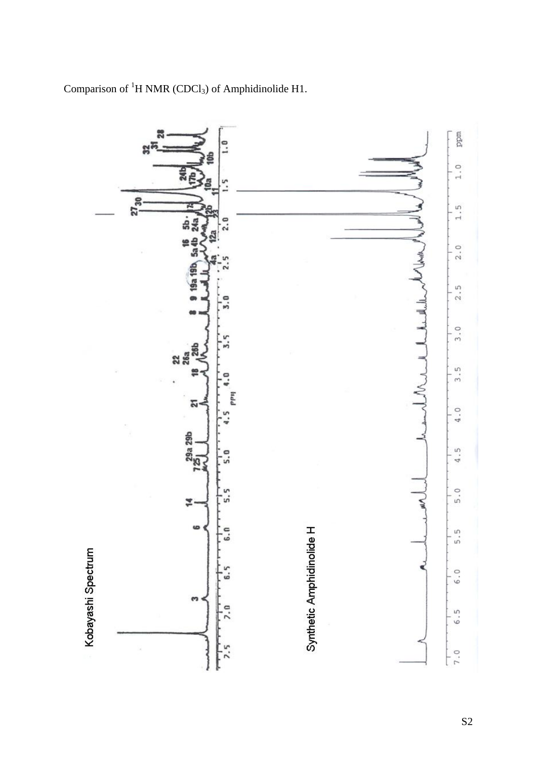Comparison of $^{1}$H NMR ($CDCl_3$) of Amphidinolide H1.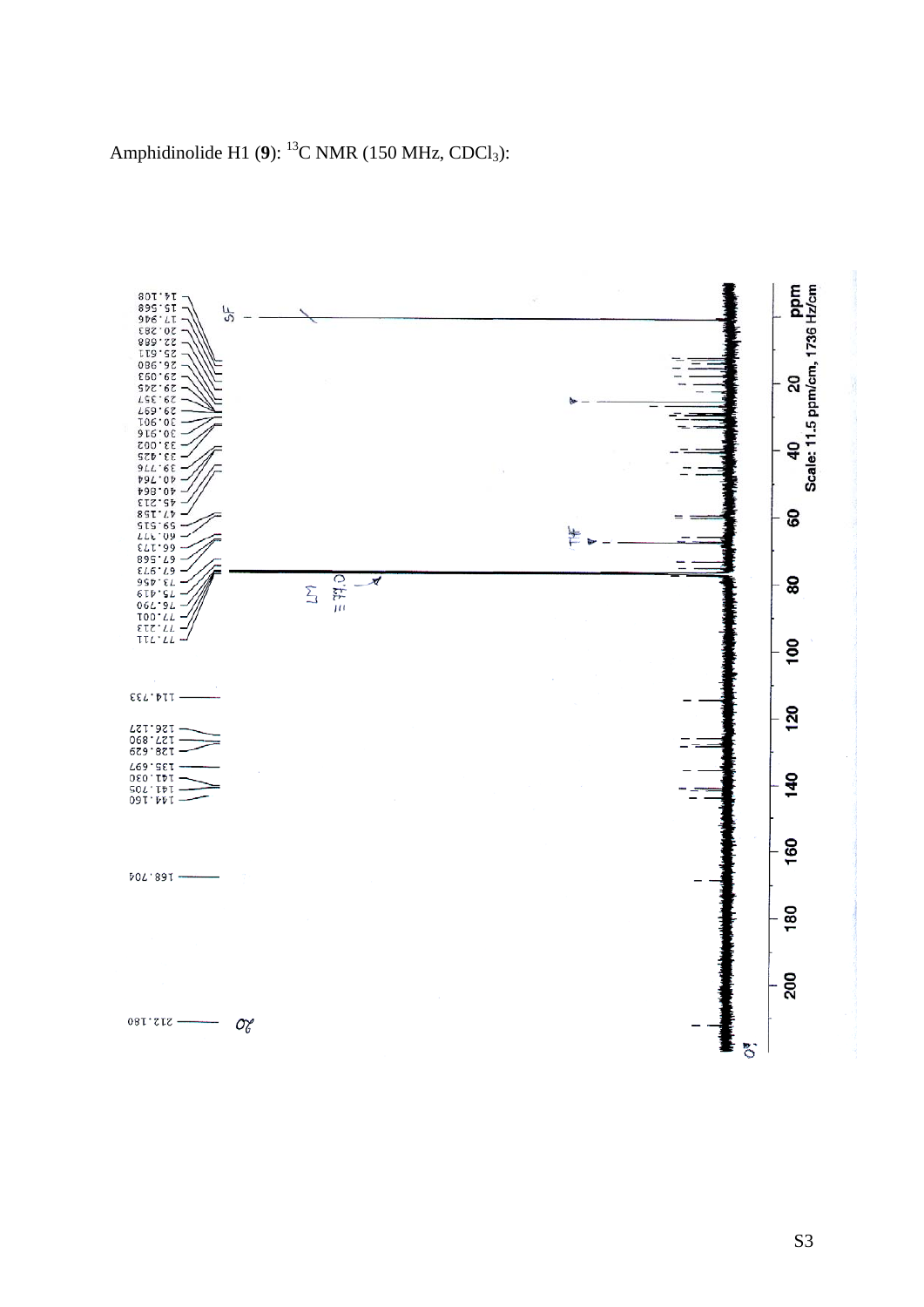Amphidinolide H1 (**9**): $^{13}$C NMR (150 MHz, $CDCl_3$):

14.108
15.568
17.906
20.283
22.688
25.611
26.980
29.093
29.245
29.357
29.697
30.901
30.916
33.002
33.425
39.776
40.764
40.864
45.213
47.158
59.515
60.777
66.173
67.568
67.973
73.456
75.419
76.790
77.001
77.213
77.711
114.733
126.127
127.890
128.639
135.697
141.030
141.705
144.160
168.704
212.180

ppm
Scale: 11.5 ppm/cm, 1736 Hz/cm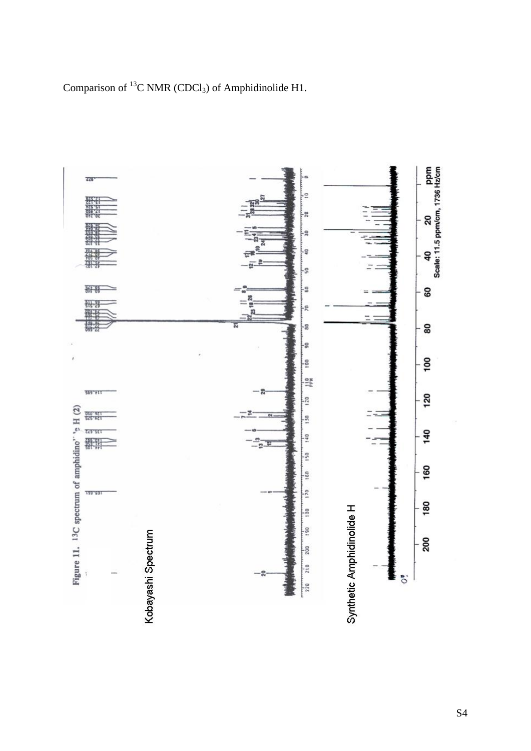Comparison of $^{13}C$ NMR ($CDCl_3$) of Amphidinolide H1.

Figure 11. $^{13}C$ spectrum of amphidinolide H (2)

Kobayashi Spectrum

Synthetic Amphidinolide H

ppm
Scale: 11.5 ppm/cm, 1736 Hz/cm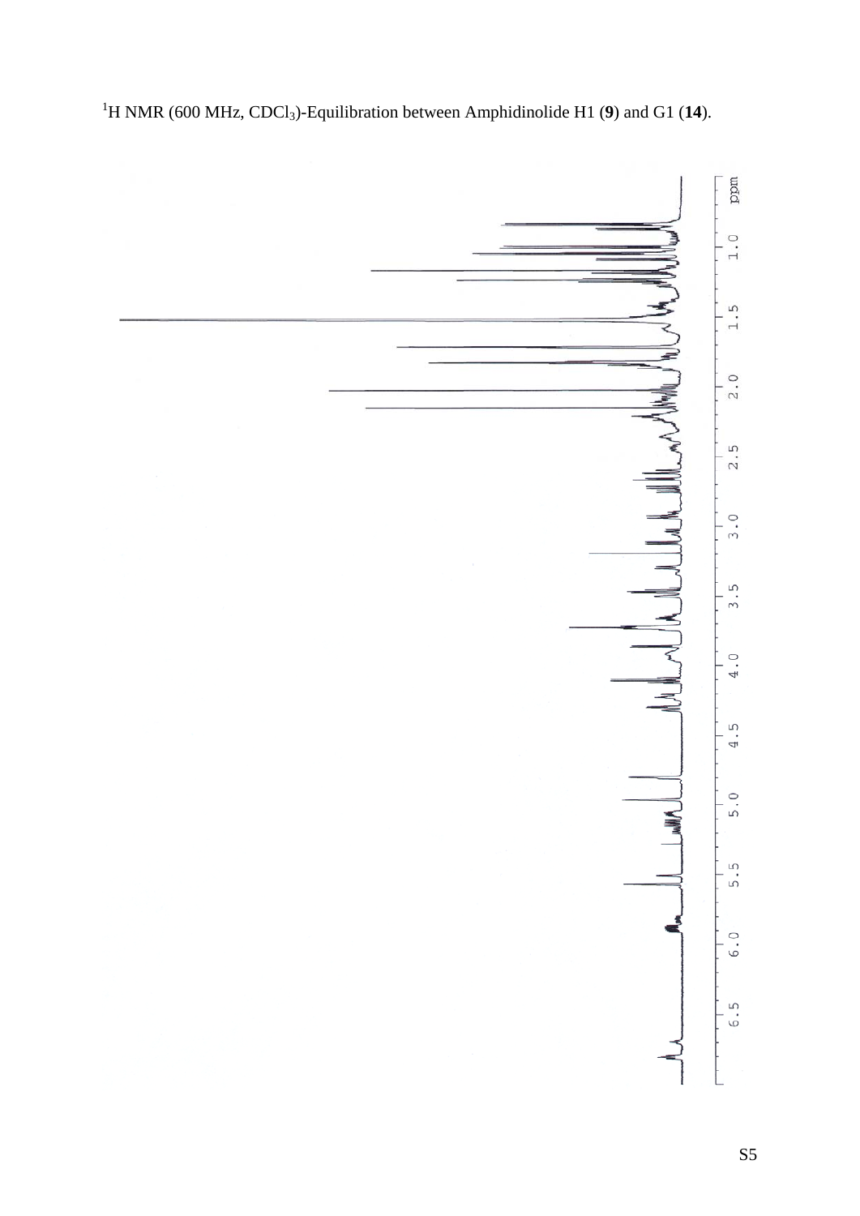[1]H NMR (600 MHz, $CDCl_3$)-Equilibration between Amphidinolide H1 (**9**) and G1 (**14**).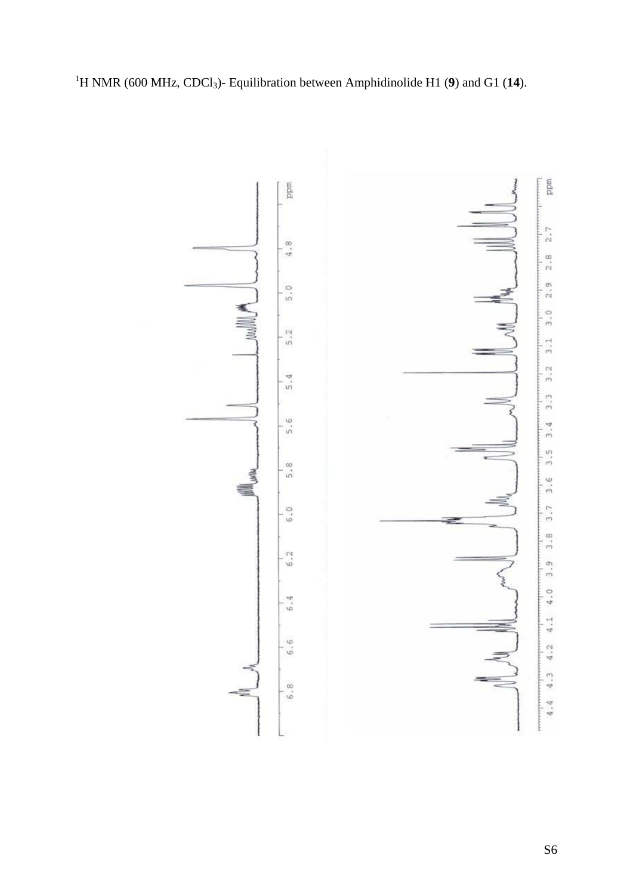$^{1}$H NMR (600 MHz, $CDCl_3$)- Equilibration between Amphidinolide H1 (**9**) and G1 (**14**).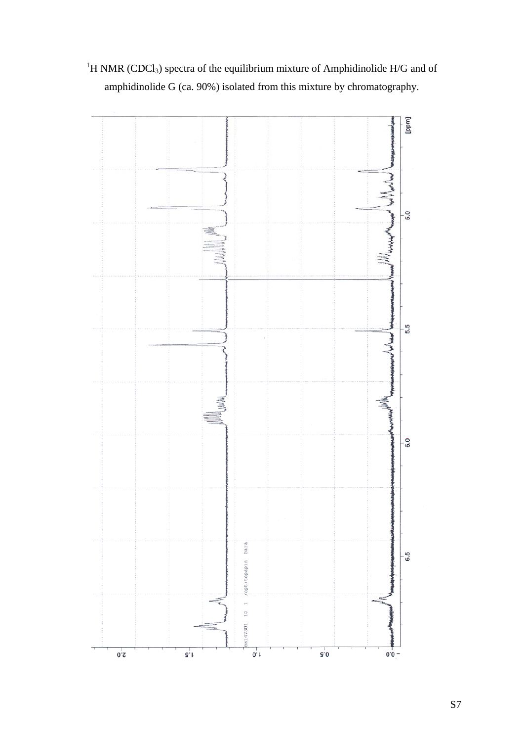$^1$H NMR ($CDCl_3$) spectra of the equilibrium mixture of Amphidinolide H/G and of amphidinolide G (ca. 90%) isolated from this mixture by chromatography.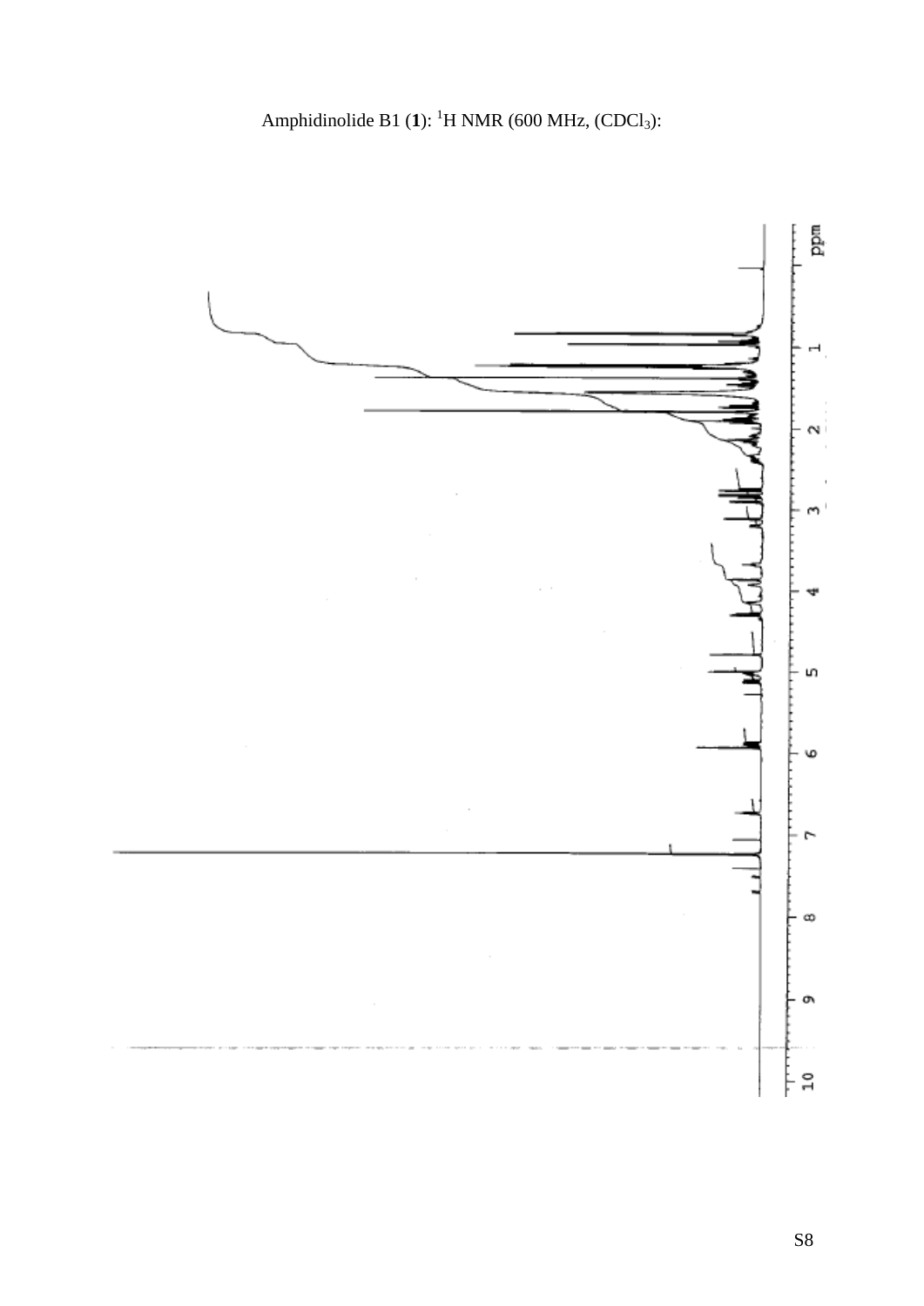Amphidinolide B1 (**1**): $^{1}H$ NMR (600 MHz, ($CDCl_3$):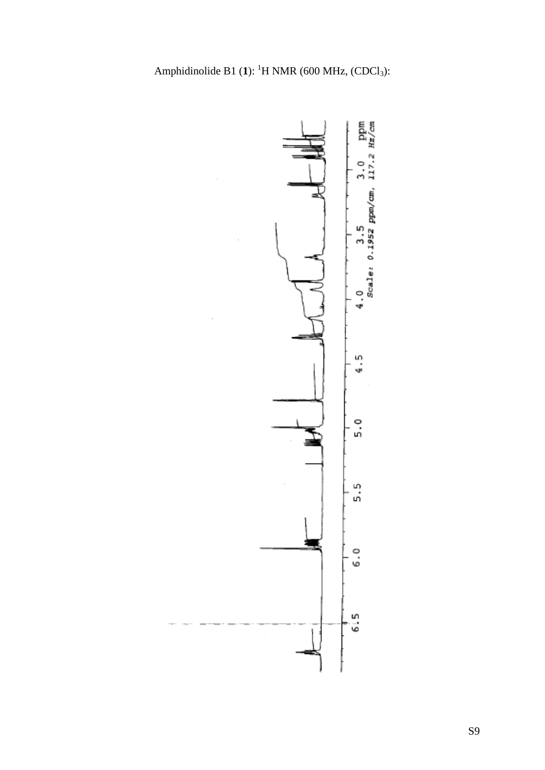Amphidinolide B1 (**1**): $^{1}$H NMR (600 MHz, ($CDCl_3$):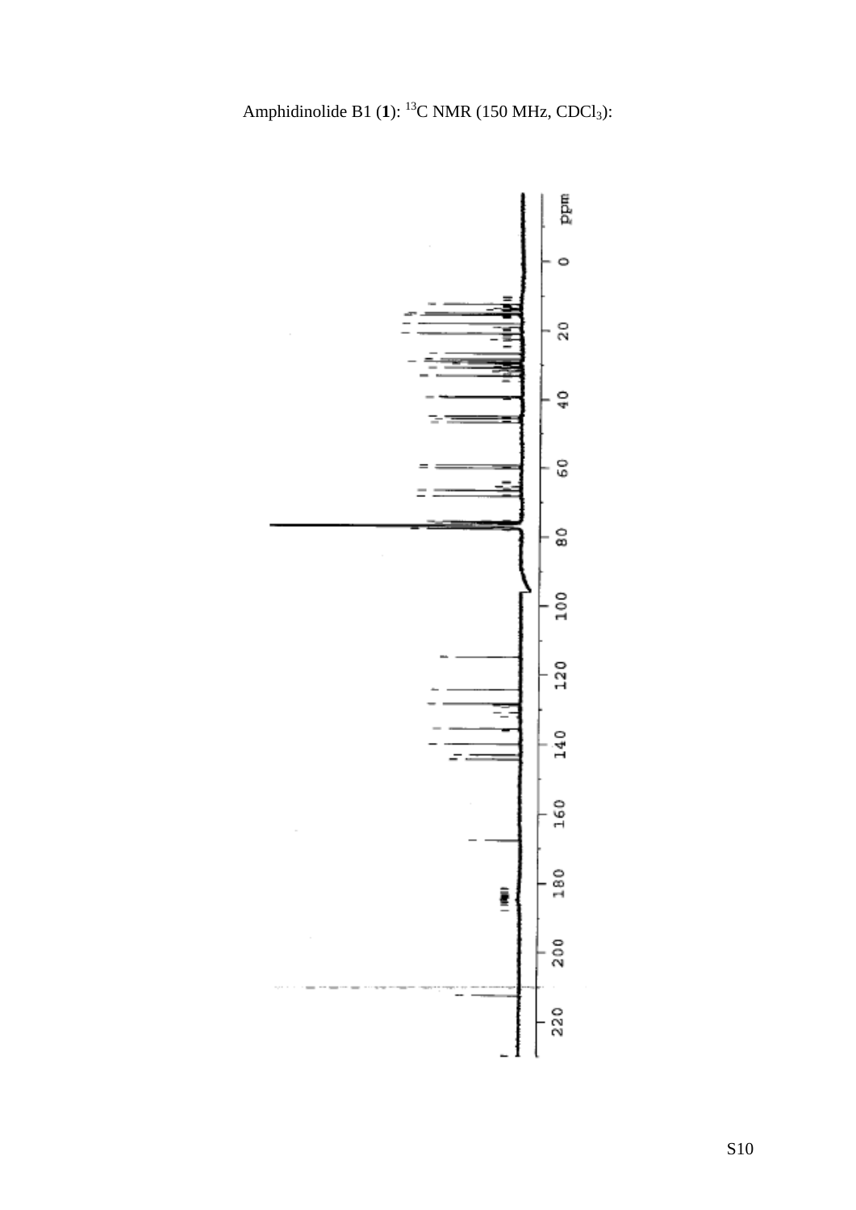Amphidinolide B1 (**1**): $^{13}$C NMR (150 MHz, $CDCl_3$):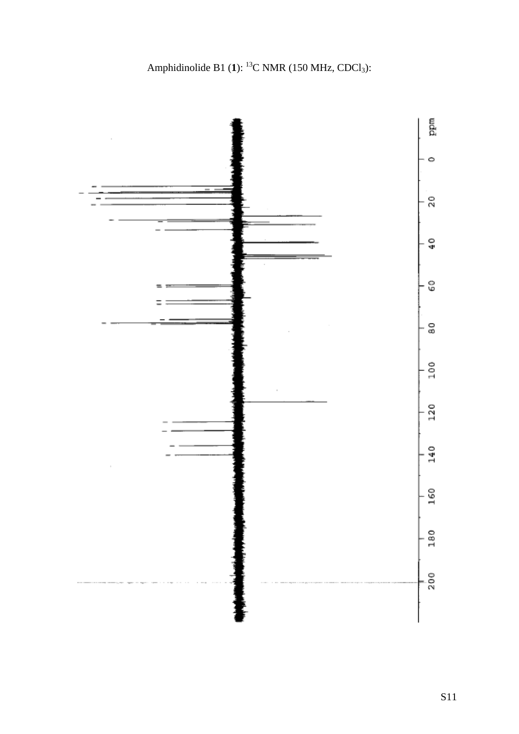Amphidinolide B1 (**1**): $^{13}$C NMR (150 MHz, $CDCl_3$):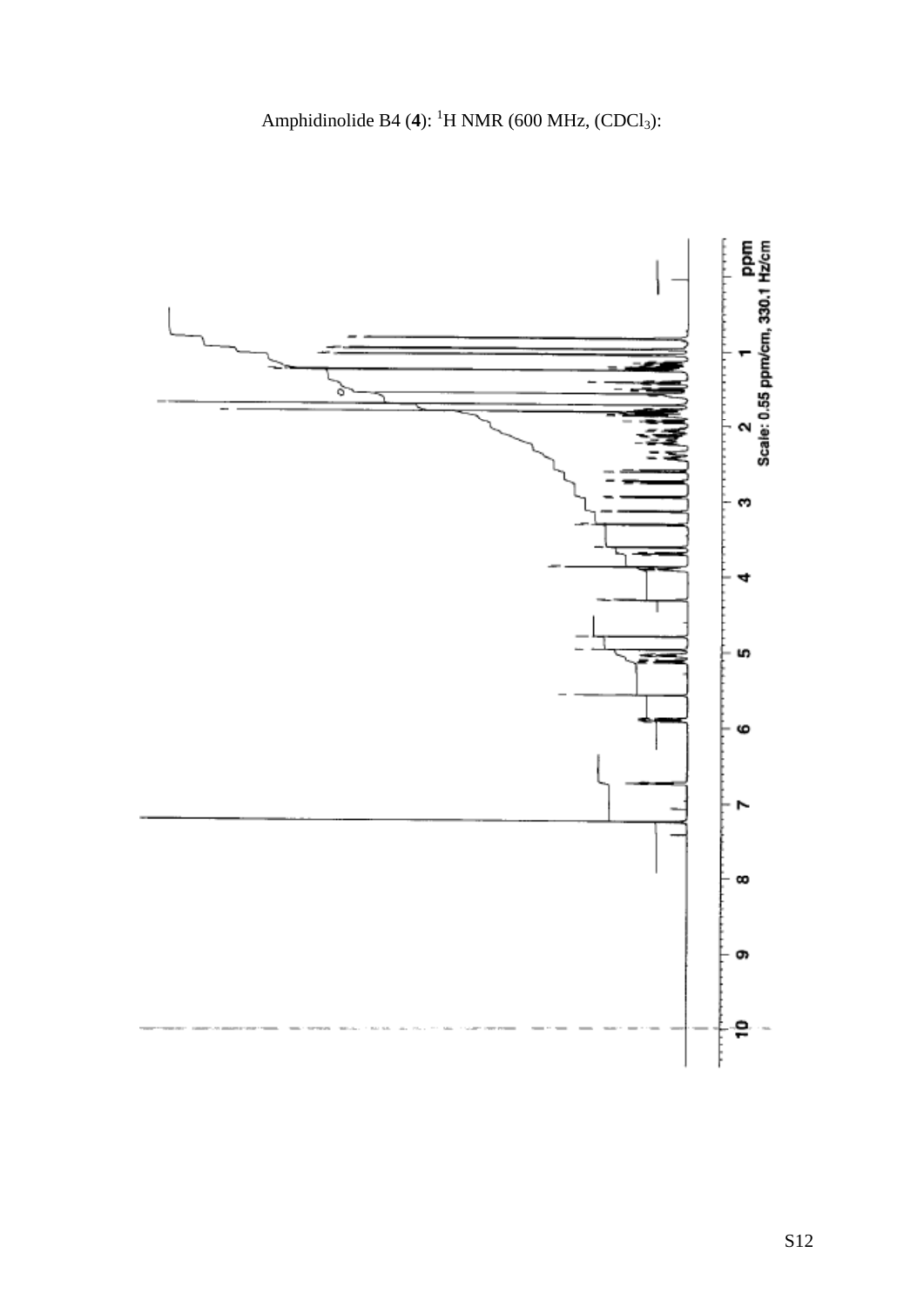Amphidinolide B4 (**4**): $^{1}$H NMR (600 MHz, (CDCl$_3$):

ppm
Scale: 0.55 ppm/cm, 330.1 Hz/cm

1 2 3 4 5 6 7 8 9 10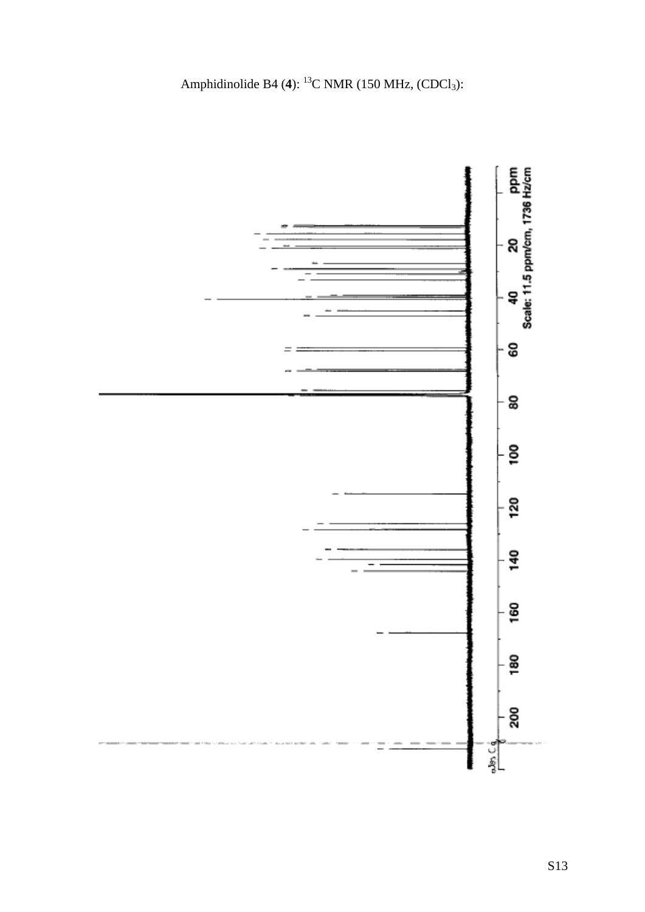Amphidinolide B4 (**4**): $^{13}$C NMR (150 MHz, ($CDCl_3$):

ppm
Scale: 11.5 ppm/cm, 1736 Hz/cm

20 40 60 80 100 120 140 160 180 200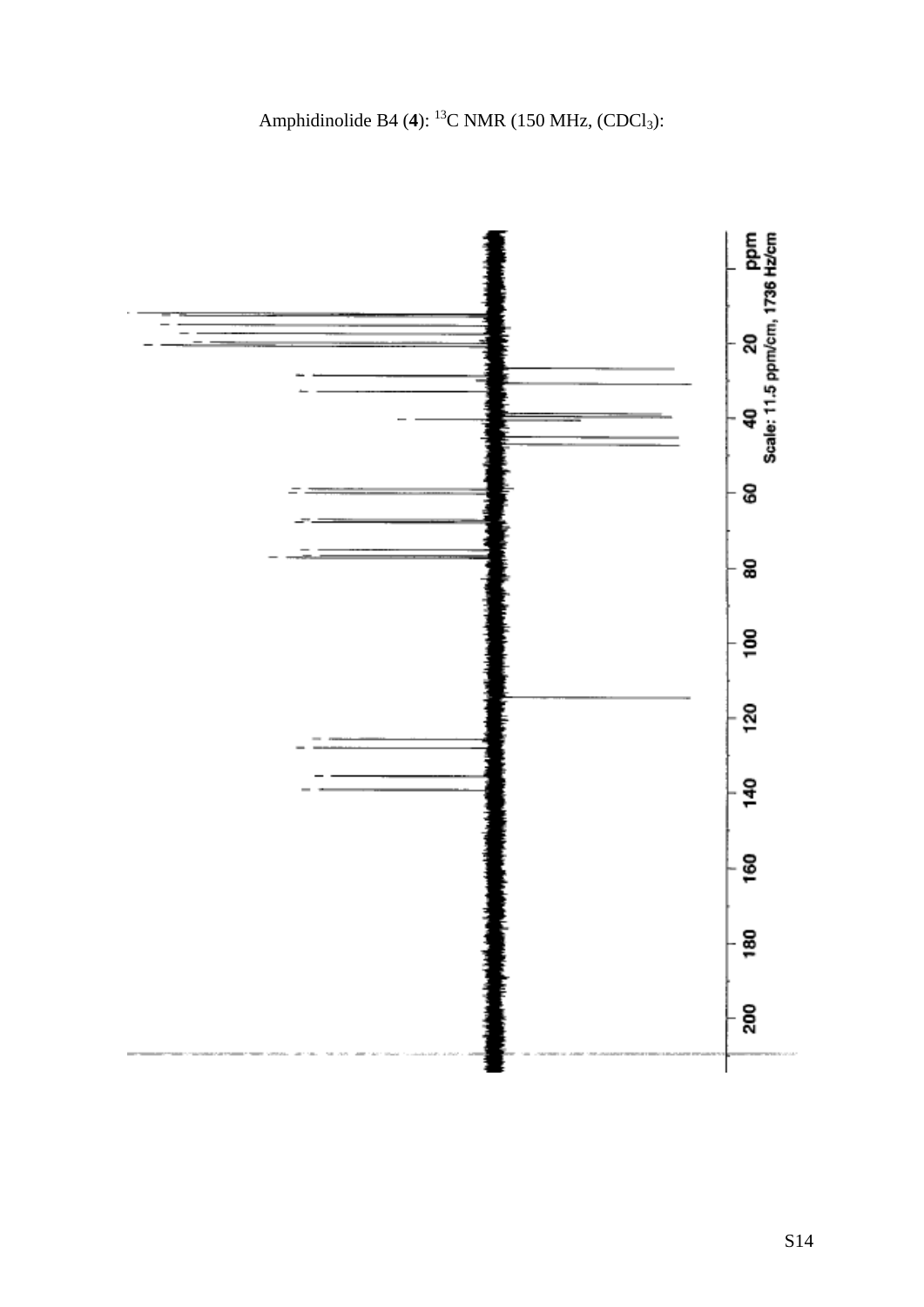Amphidinolide B4 (**4**): $^{13}$C NMR (150 MHz, (CDCl$_3$):

ppm
Scale: 11.5 ppm/cm, 1736 Hz/cm

20 40 60 80 100 120 140 160 180 200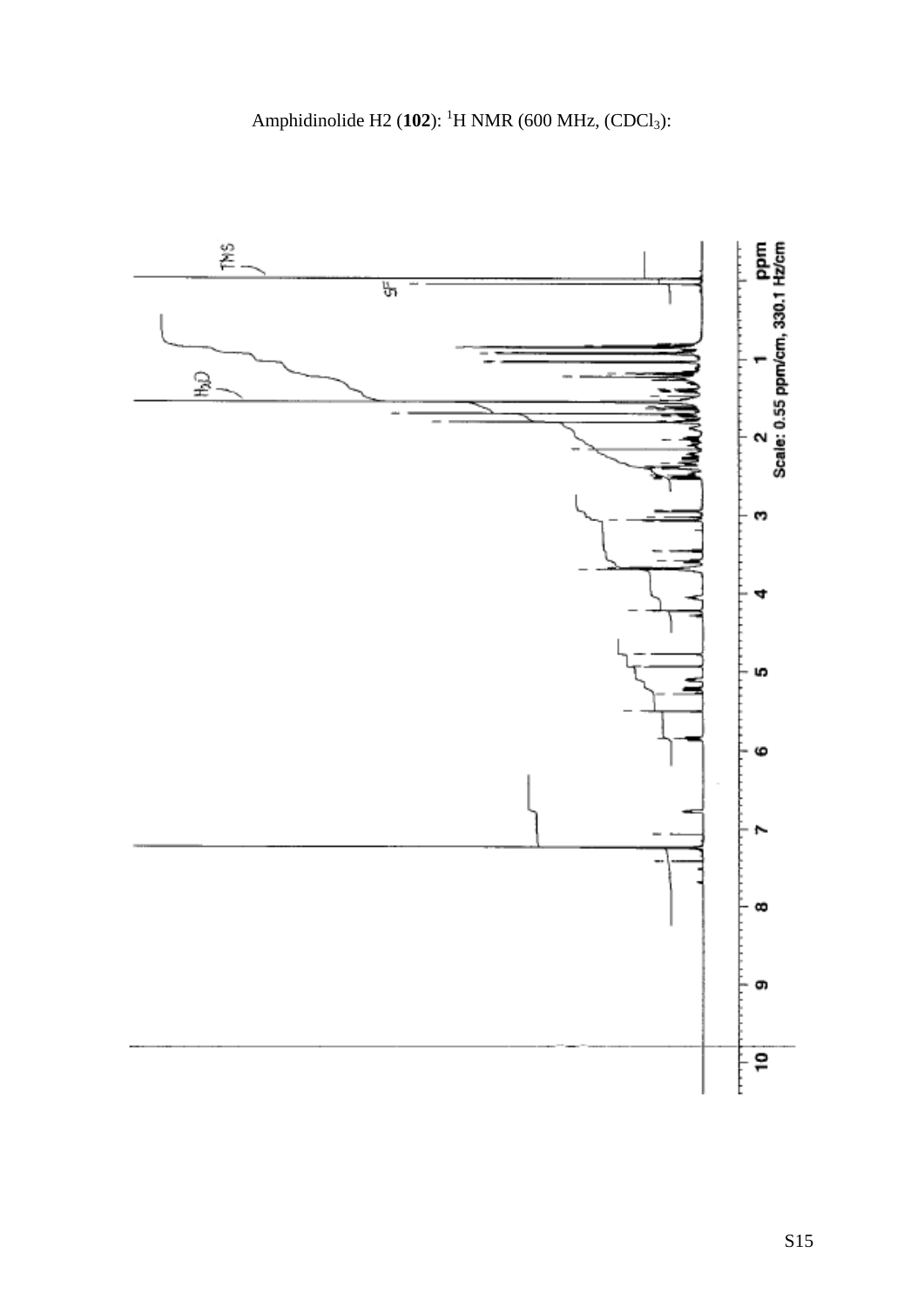Amphidinolide H2 (**102**): $^{1}H$ NMR (600 MHz, ($CDCl_3$):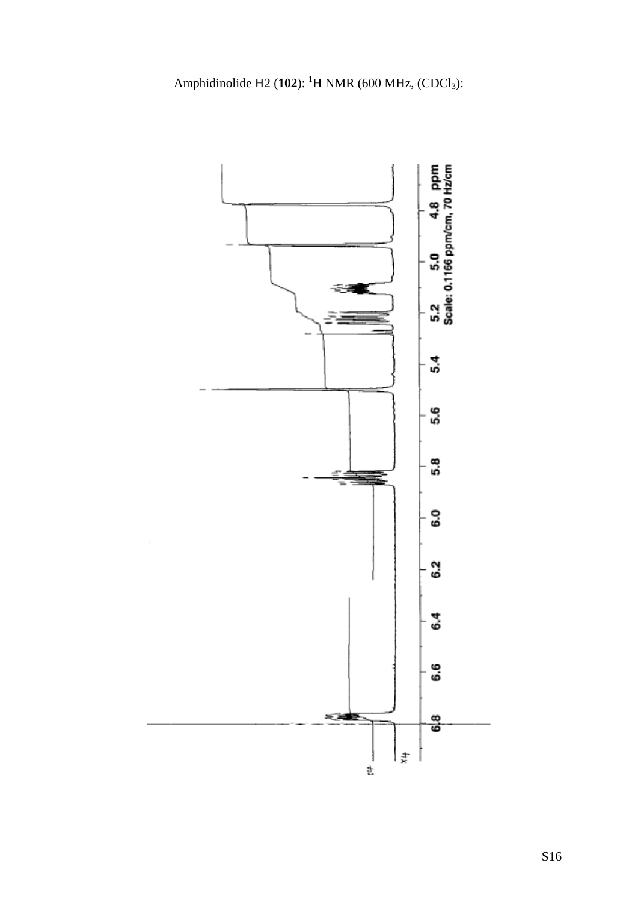Amphidinolide H2 (**102**): $^{1}H$ NMR (600 MHz, ($CDCl_3$):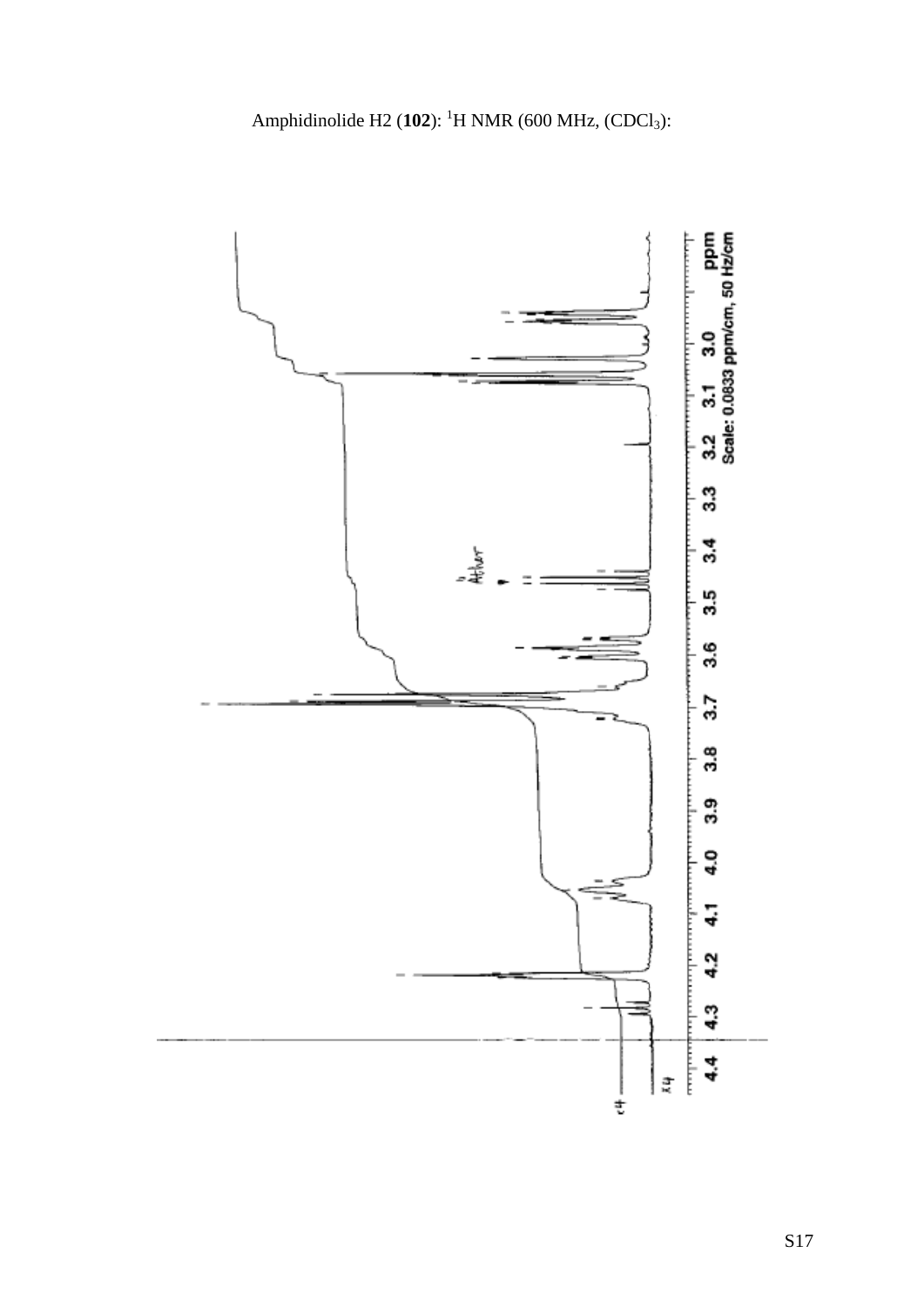Amphidinolide H2 (**102**): $^{1}$H NMR (600 MHz, ($CDCl_3$):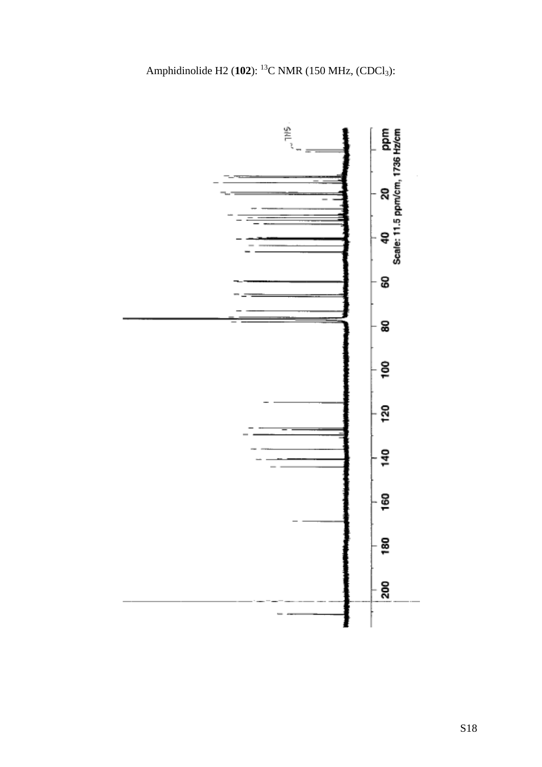Amphidinolide H2 (**102**): $^{13}C$ NMR (150 MHz, ($CDCl_3$):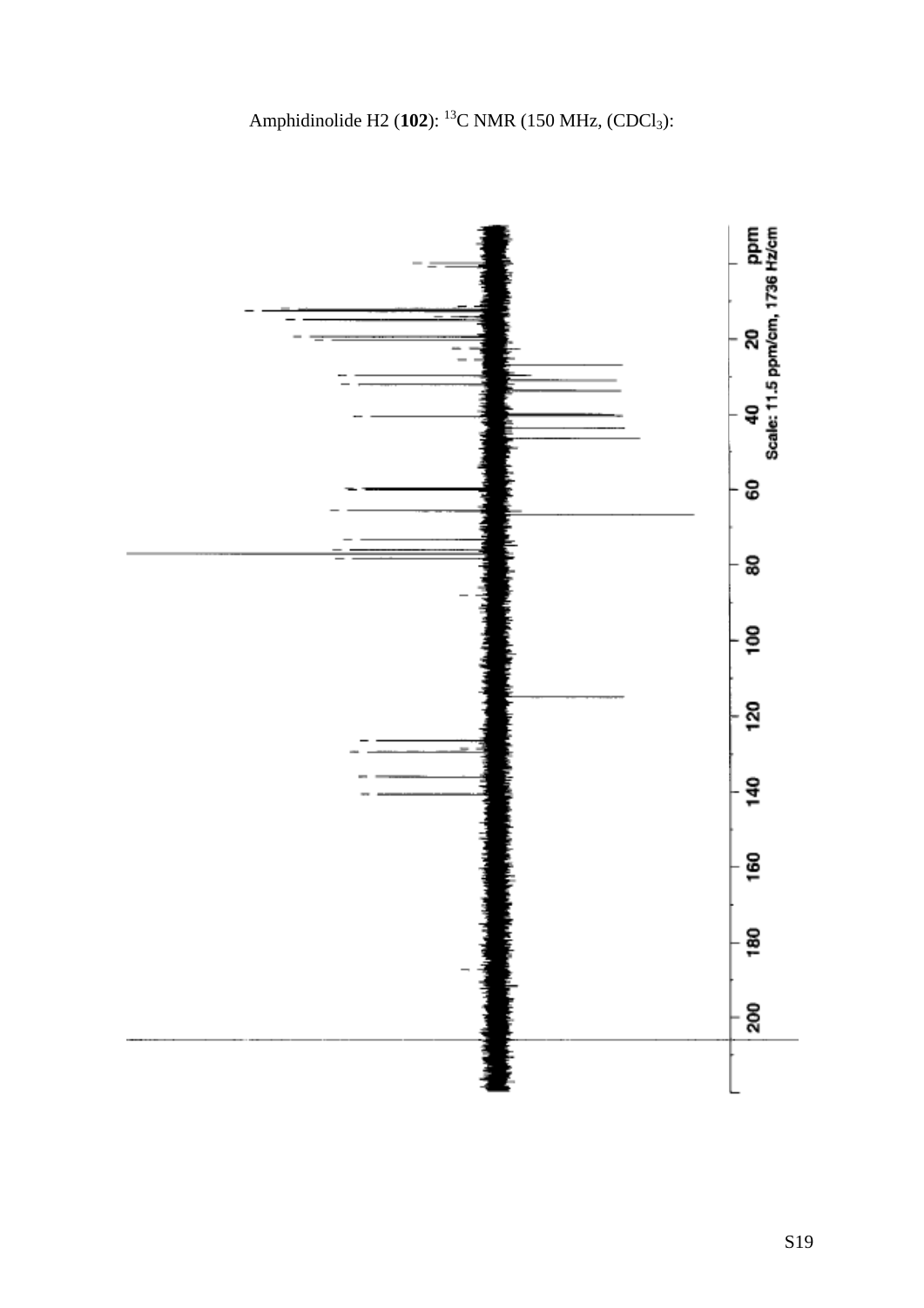Amphidinolide H2 (**102**): $^{13}$C NMR (150 MHz, (CDCl$_3$):

ppm

Scale: 11.5 ppm/cm, 1736 Hz/cm

20
40
60
80
100
120
140
160
180
200